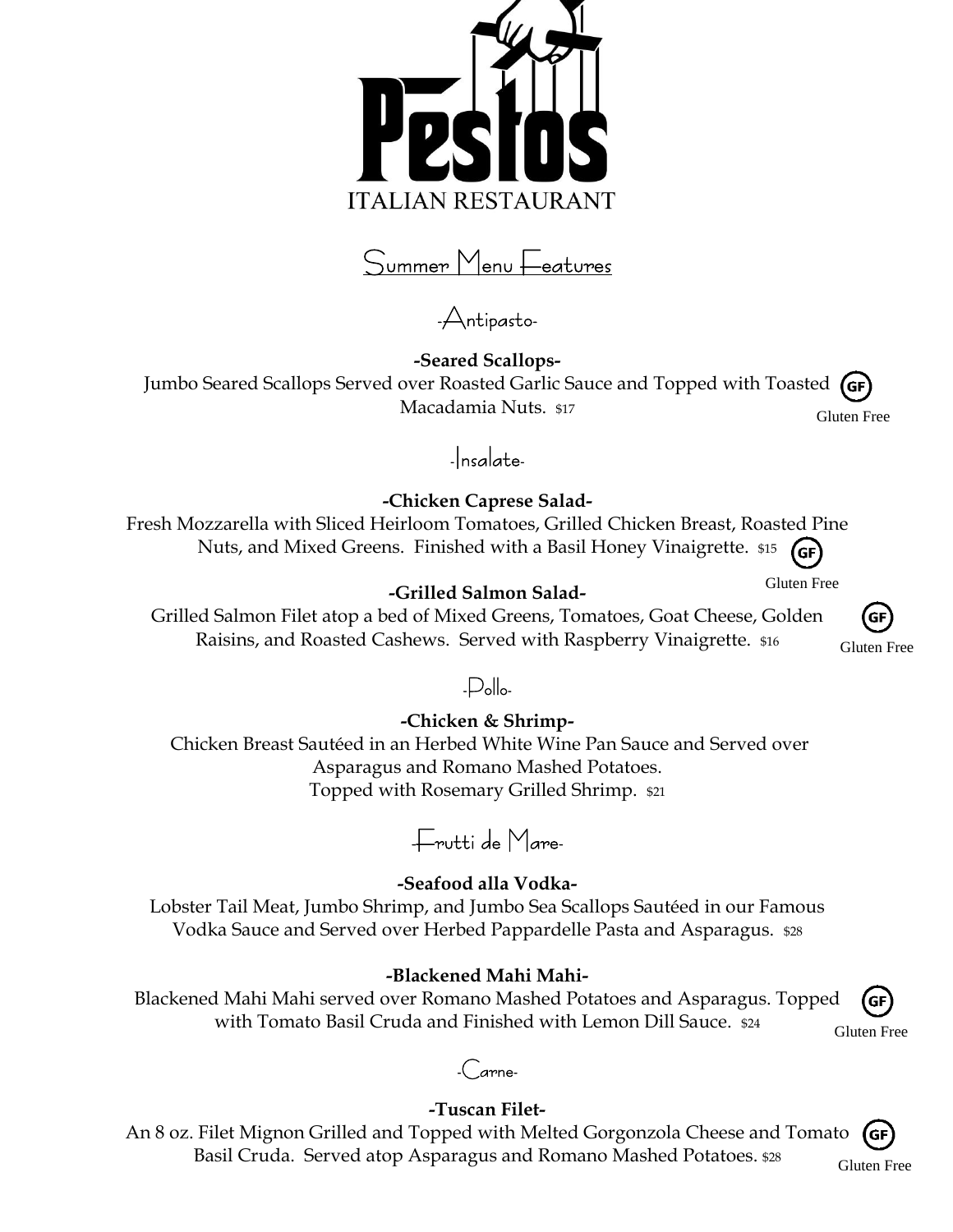# Pestos

ITALIAN RESTAURANT

## Summer Menu Features

### -Antipasto-

**-Seared Scallops-**

Jumbo Seared Scallops Served over Roasted Garlic Sauce and Topped with Toasted Macadamia Nuts. $17

GF Gluten Free

### -Insalate-

**-Chicken Caprese Salad-**

Fresh Mozzarella with Sliced Heirloom Tomatoes, Grilled Chicken Breast, Roasted Pine Nuts, and Mixed Greens. Finished with a Basil Honey Vinaigrette. $15

GF Gluten Free

**-Grilled Salmon Salad-**

Grilled Salmon Filet atop a bed of Mixed Greens, Tomatoes, Goat Cheese, Golden Raisins, and Roasted Cashews. Served with Raspberry Vinaigrette. $16

GF Gluten Free

### -Pollo-

**-Chicken & Shrimp-**

Chicken Breast Sautéed in an Herbed White Wine Pan Sauce and Served over Asparagus and Romano Mashed Potatoes.
Topped with Rosemary Grilled Shrimp. $21

### -Frutti de Mare-

**-Seafood alla Vodka-**

Lobster Tail Meat, Jumbo Shrimp, and Jumbo Sea Scallops Sautéed in our Famous Vodka Sauce and Served over Herbed Pappardelle Pasta and Asparagus. $28

**-Blackened Mahi Mahi-**

Blackened Mahi Mahi served over Romano Mashed Potatoes and Asparagus. Topped with Tomato Basil Cruda and Finished with Lemon Dill Sauce. $24

GF Gluten Free

### -Carne-

**-Tuscan Filet-**

An 8 oz. Filet Mignon Grilled and Topped with Melted Gorgonzola Cheese and Tomato Basil Cruda. Served atop Asparagus and Romano Mashed Potatoes. $28

GF Gluten Free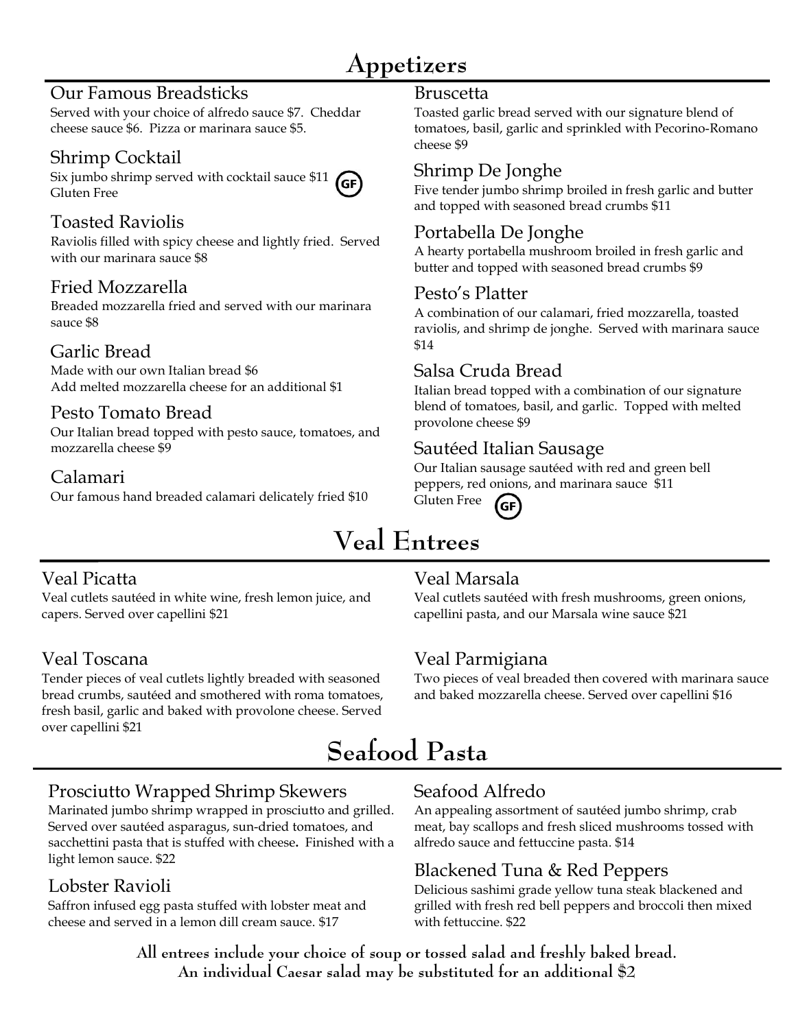# Appetizers

### Our Famous Breadsticks
Served with your choice of alfredo sauce $7. Cheddar cheese sauce $6. Pizza or marinara sauce $5.

### Shrimp Cocktail
Six jumbo shrimp served with cocktail sauce $11 (GF)
Gluten Free

### Toasted Raviolis
Raviolis filled with spicy cheese and lightly fried. Served with our marinara sauce $8

### Fried Mozzarella
Breaded mozzarella fried and served with our marinara sauce $8

### Garlic Bread
Made with our own Italian bread $6
Add melted mozzarella cheese for an additional $1

### Pesto Tomato Bread
Our Italian bread topped with pesto sauce, tomatoes, and mozzarella cheese $9

### Calamari
Our famous hand breaded calamari delicately fried $10

### Bruscetta
Toasted garlic bread served with our signature blend of tomatoes, basil, garlic and sprinkled with Pecorino-Romano cheese $9

### Shrimp De Jonghe
Five tender jumbo shrimp broiled in fresh garlic and butter and topped with seasoned bread crumbs $11

### Portabella De Jonghe
A hearty portabella mushroom broiled in fresh garlic and butter and topped with seasoned bread crumbs $9

### Pesto's Platter
A combination of our calamari, fried mozzarella, toasted raviolis, and shrimp de jonghe. Served with marinara sauce $14

### Salsa Cruda Bread
Italian bread topped with a combination of our signature blend of tomatoes, basil, and garlic. Topped with melted provolone cheese $9

### Sautéed Italian Sausage
Our Italian sausage sautéed with red and green bell peppers, red onions, and marinara sauce $11
Gluten Free (GF)

# Veal Entrees

### Veal Picatta
Veal cutlets sautéed in white wine, fresh lemon juice, and capers. Served over capellini $21

### Veal Toscana
Tender pieces of veal cutlets lightly breaded with seasoned bread crumbs, sautéed and smothered with roma tomatoes, fresh basil, garlic and baked with provolone cheese. Served over capellini $21

### Veal Marsala
Veal cutlets sautéed with fresh mushrooms, green onions, capellini pasta, and our Marsala wine sauce $21

### Veal Parmigiana
Two pieces of veal breaded then covered with marinara sauce and baked mozzarella cheese. Served over capellini $16

# Seafood Pasta

### Prosciutto Wrapped Shrimp Skewers
Marinated jumbo shrimp wrapped in prosciutto and grilled. Served over sautéed asparagus, sun-dried tomatoes, and sacchettini pasta that is stuffed with cheese**.** Finished with a light lemon sauce. $22

### Lobster Ravioli
Saffron infused egg pasta stuffed with lobster meat and cheese and served in a lemon dill cream sauce. $17

### Seafood Alfredo
An appealing assortment of sautéed jumbo shrimp, crab meat, bay scallops and fresh sliced mushrooms tossed with alfredo sauce and fettuccine pasta. $14

### Blackened Tuna & Red Peppers
Delicious sashimi grade yellow tuna steak blackened and grilled with fresh red bell peppers and broccoli then mixed with fettuccine. $22

**All entrees include your choice of soup or tossed salad and freshly baked bread.**
**An individual Caesar salad may be substituted for an additional $2**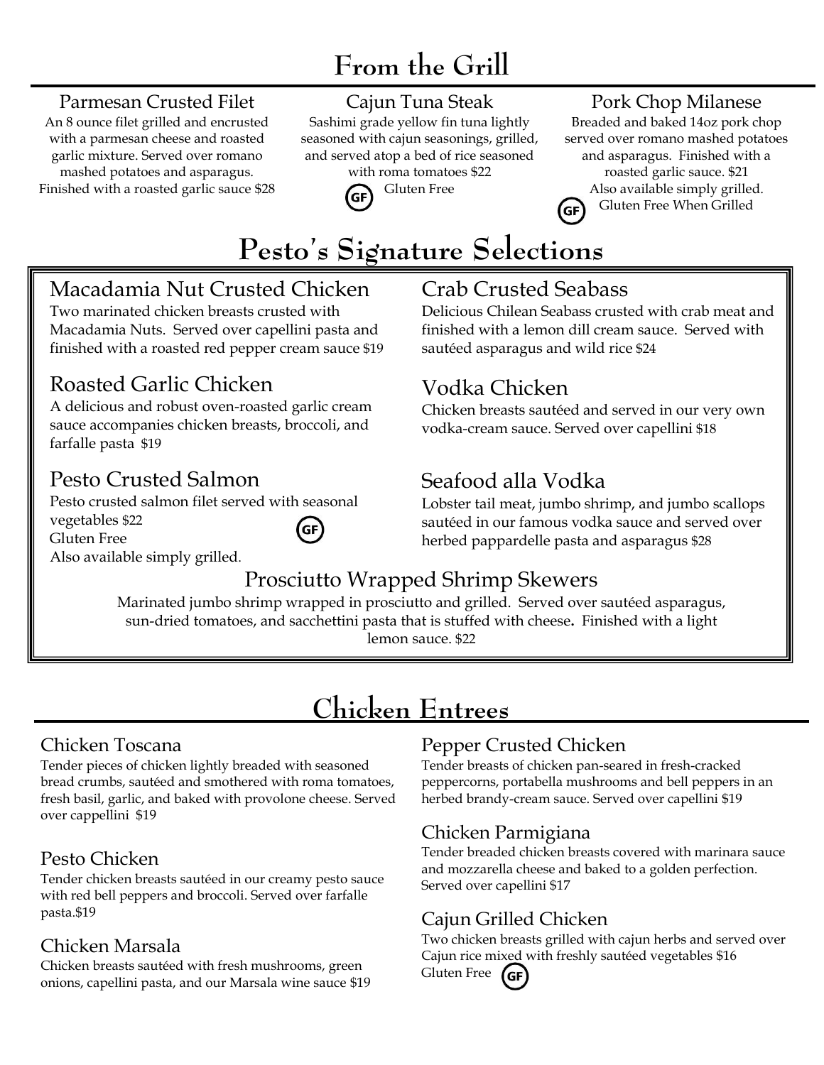# From the Grill

### Parmesan Crusted Filet

An 8 ounce filet grilled and encrusted with a parmesan cheese and roasted garlic mixture. Served over romano mashed potatoes and asparagus. Finished with a roasted garlic sauce $28

### Cajun Tuna Steak

Sashimi grade yellow fin tuna lightly seasoned with cajun seasonings, grilled, and served atop a bed of rice seasoned with roma tomatoes $22

GF Gluten Free

### Pork Chop Milanese

Breaded and baked 14oz pork chop served over romano mashed potatoes and asparagus. Finished with a roasted garlic sauce. $21

Also available simply grilled.

GF Gluten Free When Grilled

# Pesto's Signature Selections

### Macadamia Nut Crusted Chicken

Two marinated chicken breasts crusted with Macadamia Nuts. Served over capellini pasta and finished with a roasted red pepper cream sauce $19

### Roasted Garlic Chicken

A delicious and robust oven-roasted garlic cream sauce accompanies chicken breasts, broccoli, and farfalle pasta $19

### Pesto Crusted Salmon

Pesto crusted salmon filet served with seasonal vegetables $22

GF Gluten Free

Also available simply grilled.

### Crab Crusted Seabass

Delicious Chilean Seabass crusted with crab meat and finished with a lemon dill cream sauce. Served with sautéed asparagus and wild rice $24

### Vodka Chicken

Chicken breasts sautéed and served in our very own vodka-cream sauce. Served over capellini $18

### Seafood alla Vodka

Lobster tail meat, jumbo shrimp, and jumbo scallops sautéed in our famous vodka sauce and served over herbed pappardelle pasta and asparagus $28

### Prosciutto Wrapped Shrimp Skewers

Marinated jumbo shrimp wrapped in prosciutto and grilled. Served over sautéed asparagus, sun-dried tomatoes, and sacchettini pasta that is stuffed with cheese. Finished with a light lemon sauce. $22

# Chicken Entrees

### Chicken Toscana

Tender pieces of chicken lightly breaded with seasoned bread crumbs, sautéed and smothered with roma tomatoes, fresh basil, garlic, and baked with provolone cheese. Served over cappellini $19

### Pesto Chicken

Tender chicken breasts sautéed in our creamy pesto sauce with red bell peppers and broccoli. Served over farfalle pasta.$19

### Chicken Marsala

Chicken breasts sautéed with fresh mushrooms, green onions, capellini pasta, and our Marsala wine sauce $19

### Pepper Crusted Chicken

Tender breasts of chicken pan-seared in fresh-cracked peppercorns, portabella mushrooms and bell peppers in an herbed brandy-cream sauce. Served over capellini $19

### Chicken Parmigiana

Tender breaded chicken breasts covered with marinara sauce and mozzarella cheese and baked to a golden perfection. Served over capellini $17

### Cajun Grilled Chicken

Two chicken breasts grilled with cajun herbs and served over Cajun rice mixed with freshly sautéed vegetables $16

Gluten Free GF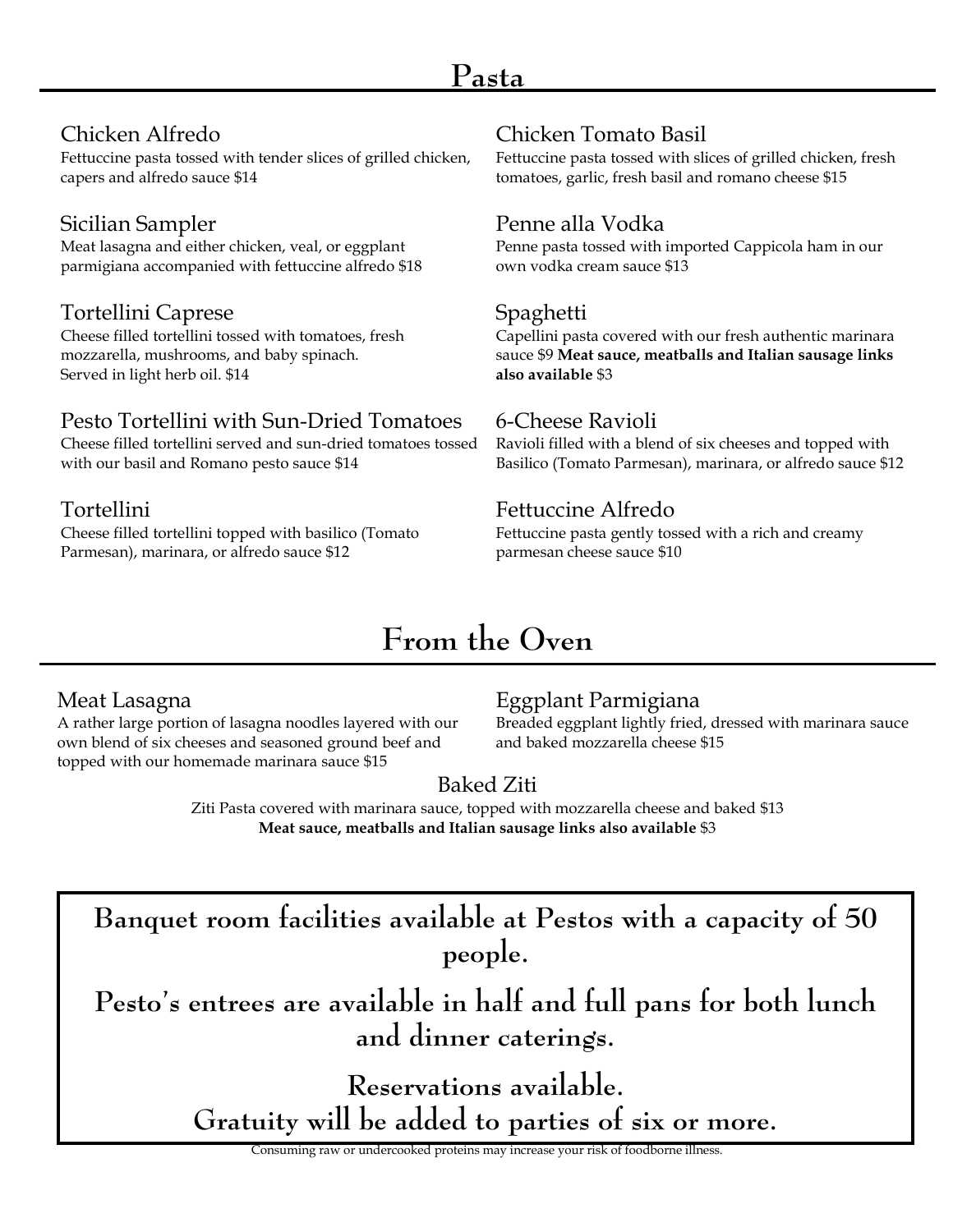## Pasta

### Chicken Alfredo

Fettuccine pasta tossed with tender slices of grilled chicken, capers and alfredo sauce $14

### Sicilian Sampler

Meat lasagna and either chicken, veal, or eggplant parmigiana accompanied with fettuccine alfredo $18

### Tortellini Caprese

Cheese filled tortellini tossed with tomatoes, fresh mozzarella, mushrooms, and baby spinach.
Served in light herb oil. $14

### Pesto Tortellini with Sun-Dried Tomatoes

Cheese filled tortellini served and sun-dried tomatoes tossed with our basil and Romano pesto sauce $14

### Tortellini

Cheese filled tortellini topped with basilico (Tomato Parmesan), marinara, or alfredo sauce $12

### Chicken Tomato Basil

Fettuccine pasta tossed with slices of grilled chicken, fresh tomatoes, garlic, fresh basil and romano cheese $15

### Penne alla Vodka

Penne pasta tossed with imported Cappicola ham in our own vodka cream sauce $13

### Spaghetti

Capellini pasta covered with our fresh authentic marinara sauce $9 **Meat sauce, meatballs and Italian sausage links also available** $3

### 6-Cheese Ravioli

Ravioli filled with a blend of six cheeses and topped with Basilico (Tomato Parmesan), marinara, or alfredo sauce $12

### Fettuccine Alfredo

Fettuccine pasta gently tossed with a rich and creamy parmesan cheese sauce $10

## From the Oven

### Meat Lasagna

A rather large portion of lasagna noodles layered with our own blend of six cheeses and seasoned ground beef and topped with our homemade marinara sauce $15

### Eggplant Parmigiana

Breaded eggplant lightly fried, dressed with marinara sauce and baked mozzarella cheese $15

### Baked Ziti

Ziti Pasta covered with marinara sauce, topped with mozzarella cheese and baked $13
**Meat sauce, meatballs and Italian sausage links also available** $3

**Banquet room facilities available at Pestos with a capacity of 50 people.**

**Pesto's entrees are available in half and full pans for both lunch and dinner caterings.**

**Reservations available.**
**Gratuity will be added to parties of six or more.**

Consuming raw or undercooked proteins may increase your risk of foodborne illness.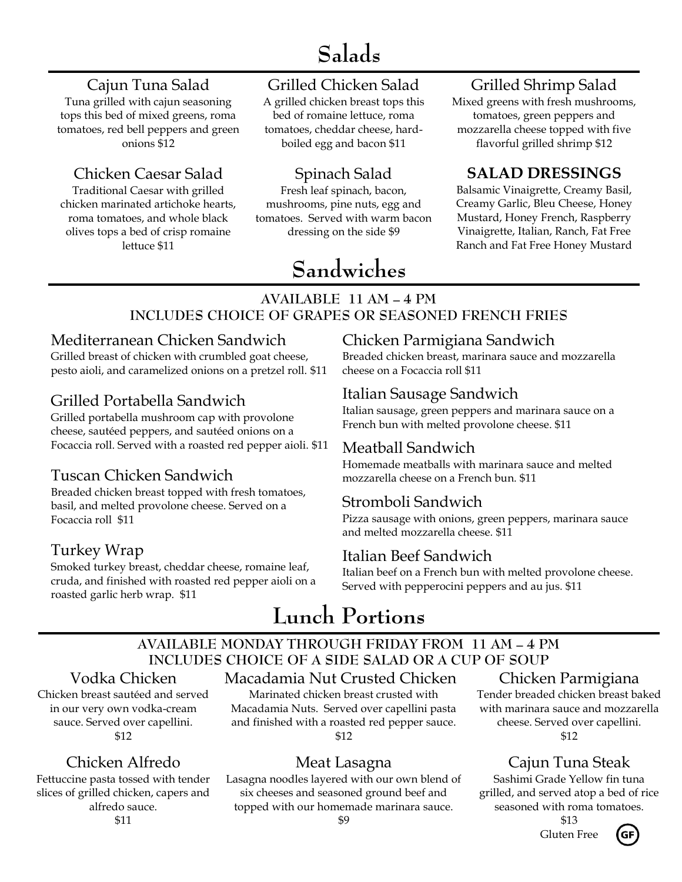# Salads

### Cajun Tuna Salad

Tuna grilled with cajun seasoning tops this bed of mixed greens, roma tomatoes, red bell peppers and green onions $12

### Grilled Chicken Salad

A grilled chicken breast tops this bed of romaine lettuce, roma tomatoes, cheddar cheese, hard-boiled egg and bacon $11

### Grilled Shrimp Salad

Mixed greens with fresh mushrooms, tomatoes, green peppers and mozzarella cheese topped with five flavorful grilled shrimp $12

### Chicken Caesar Salad

Traditional Caesar with grilled chicken marinated artichoke hearts, roma tomatoes, and whole black olives tops a bed of crisp romaine lettuce $11

### Spinach Salad

Fresh leaf spinach, bacon, mushrooms, pine nuts, egg and tomatoes. Served with warm bacon dressing on the side $9

### SALAD DRESSINGS

Balsamic Vinaigrette, Creamy Basil, Creamy Garlic, Bleu Cheese, Honey Mustard, Honey French, Raspberry Vinaigrette, Italian, Ranch, Fat Free Ranch and Fat Free Honey Mustard

# Sandwiches

**AVAILABLE 11 AM – 4 PM**
**INCLUDES CHOICE OF GRAPES OR SEASONED FRENCH FRIES**

### Mediterranean Chicken Sandwich

Grilled breast of chicken with crumbled goat cheese, pesto aioli, and caramelized onions on a pretzel roll. $11

### Grilled Portabella Sandwich

Grilled portabella mushroom cap with provolone cheese, sautéed peppers, and sautéed onions on a Focaccia roll. Served with a roasted red pepper aioli. $11

### Tuscan Chicken Sandwich

Breaded chicken breast topped with fresh tomatoes, basil, and melted provolone cheese. Served on a Focaccia roll $11

### Turkey Wrap

Smoked turkey breast, cheddar cheese, romaine leaf, cruda, and finished with roasted red pepper aioli on a roasted garlic herb wrap. $11

### Chicken Parmigiana Sandwich

Breaded chicken breast, marinara sauce and mozzarella cheese on a Focaccia roll $11

### Italian Sausage Sandwich

Italian sausage, green peppers and marinara sauce on a French bun with melted provolone cheese. $11

### Meatball Sandwich

Homemade meatballs with marinara sauce and melted mozzarella cheese on a French bun. $11

### Stromboli Sandwich

Pizza sausage with onions, green peppers, marinara sauce and melted mozzarella cheese. $11

### Italian Beef Sandwich

Italian beef on a French bun with melted provolone cheese. Served with pepperocini peppers and au jus. $11

# Lunch Portions

**AVAILABLE MONDAY THROUGH FRIDAY FROM 11 AM – 4 PM**
**INCLUDES CHOICE OF A SIDE SALAD OR A CUP OF SOUP**

### Vodka Chicken

Chicken breast sautéed and served in our very own vodka-cream sauce. Served over capellini.
$12

### Macadamia Nut Crusted Chicken

Marinated chicken breast crusted with Macadamia Nuts. Served over capellini pasta and finished with a roasted red pepper sauce.
$12

### Chicken Parmigiana

Tender breaded chicken breast baked with marinara sauce and mozzarella cheese. Served over capellini.
$12

### Chicken Alfredo

Fettuccine pasta tossed with tender slices of grilled chicken, capers and alfredo sauce.
$11

### Meat Lasagna

Lasagna noodles layered with our own blend of six cheeses and seasoned ground beef and topped with our homemade marinara sauce.
$9

### Cajun Tuna Steak

Sashimi Grade Yellow fin tuna grilled, and served atop a bed of rice seasoned with roma tomatoes.
$13
Gluten Free GF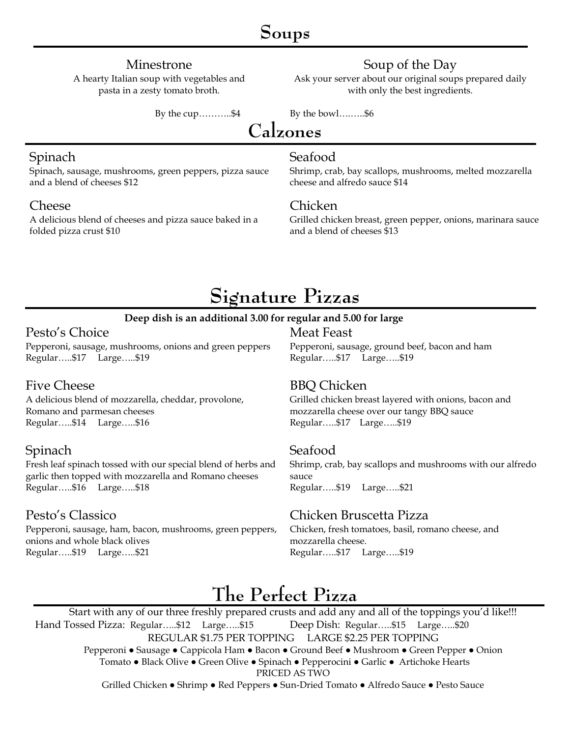# Soups

### Minestrone

A hearty Italian soup with vegetables and pasta in a zesty tomato broth.

### Soup of the Day

Ask your server about our original soups prepared daily with only the best ingredients.

By the cup………..$4 By the bowl….…..$6

# Calzones

### Spinach

Spinach, sausage, mushrooms, green peppers, pizza sauce and a blend of cheeses $12

### Cheese

A delicious blend of cheeses and pizza sauce baked in a folded pizza crust $10

### Seafood

Shrimp, crab, bay scallops, mushrooms, melted mozzarella cheese and alfredo sauce $14

### Chicken

Grilled chicken breast, green pepper, onions, marinara sauce and a blend of cheeses $13

# Signature Pizzas

**Deep dish is an additional 3.00 for regular and 5.00 for large**

### Pesto's Choice

Pepperoni, sausage, mushrooms, onions and green peppers
Regular…..$17 Large…..$19

### Five Cheese

A delicious blend of mozzarella, cheddar, provolone, Romano and parmesan cheeses
Regular…..$14 Large…..$16

### Spinach

Fresh leaf spinach tossed with our special blend of herbs and garlic then topped with mozzarella and Romano cheeses
Regular…..$16 Large…..$18

### Pesto's Classico

Pepperoni, sausage, ham, bacon, mushrooms, green peppers, onions and whole black olives
Regular…..$19 Large…..$21

### Meat Feast

Pepperoni, sausage, ground beef, bacon and ham
Regular…..$17 Large…..$19

### BBQ Chicken

Grilled chicken breast layered with onions, bacon and mozzarella cheese over our tangy BBQ sauce
Regular…..$17 Large…..$19

### Seafood

Shrimp, crab, bay scallops and mushrooms with our alfredo sauce
Regular…..$19 Large…..$21

### Chicken Bruscetta Pizza

Chicken, fresh tomatoes, basil, romano cheese, and mozzarella cheese.
Regular…..$17 Large…..$19

# The Perfect Pizza

Start with any of our three freshly prepared crusts and add any and all of the toppings you'd like!!!

Hand Tossed Pizza: Regular…..$12 Large…..$15 Deep Dish: Regular…..$15 Large…..$20

REGULAR $1.75 PER TOPPING LARGE $2.25 PER TOPPING

Pepperoni ● Sausage ● Cappicola Ham ● Bacon ● Ground Beef ● Mushroom ● Green Pepper ● Onion
Tomato ● Black Olive ● Green Olive ● Spinach ● Pepperocini ● Garlic ● Artichoke Hearts

PRICED AS TWO

Grilled Chicken ● Shrimp ● Red Peppers ● Sun-Dried Tomato ● Alfredo Sauce ● Pesto Sauce